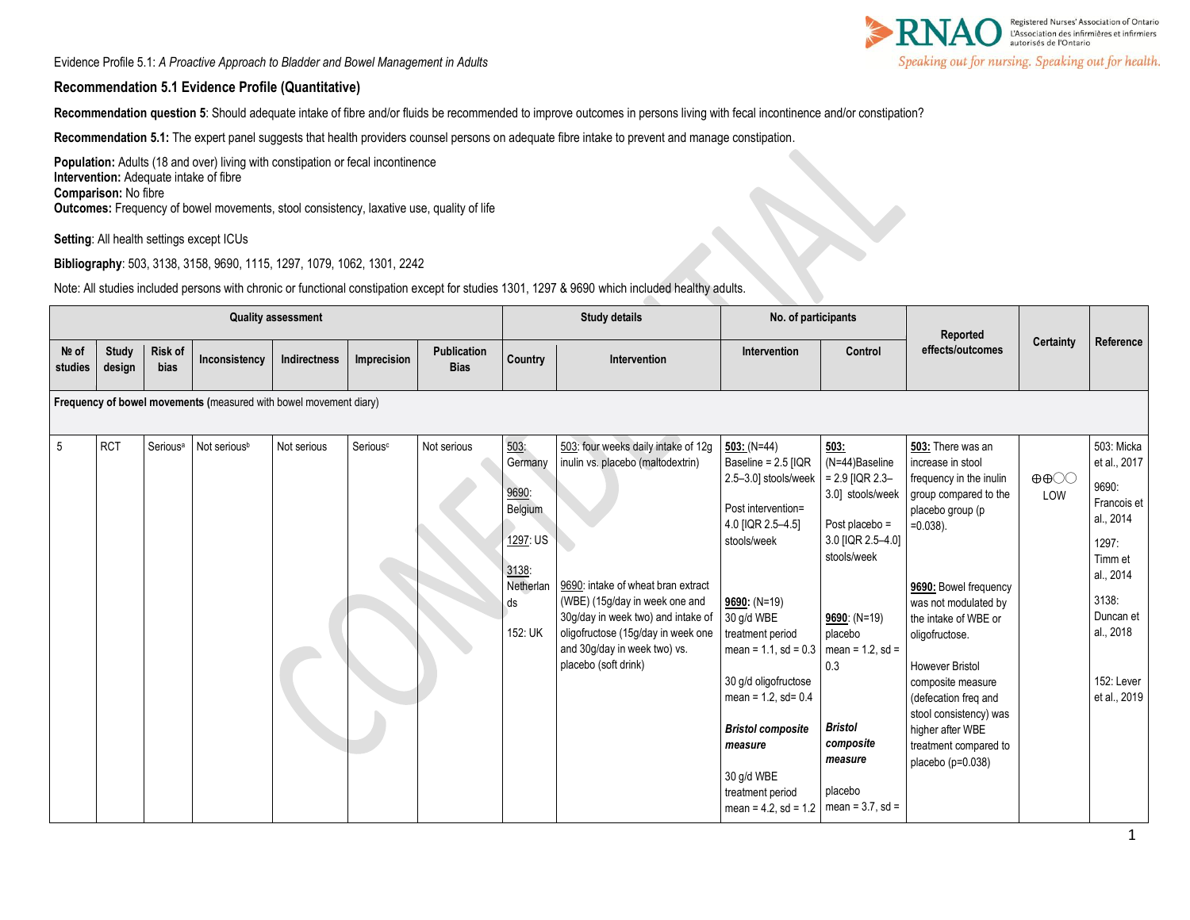Evidence Profile 5.1: *A Proactive Approach to Bladder and Bowel Management in Adults*

## Recommendation 5.1 Evidence Profile (Quantitative)

**Recommendation question 5**: Should adequate intake of fibre and/or fluids be recommended to improve outcomes in persons living with fecal incontinence and/or constipation?

**Recommendation 5.1:** The expert panel suggests that health providers counsel persons on adequate fibre intake to prevent and manage constipation.

**Population:** Adults (18 and over) living with constipation or fecal incontinence
**Intervention:** Adequate intake of fibre
**Comparison:** No fibre
**Outcomes:** Frequency of bowel movements, stool consistency, laxative use, quality of life

**Setting**: All health settings except ICUs

**Bibliography**: 503, 3138, 3158, 9690, 1115, 1297, 1079, 1062, 1301, 2242

Note: All studies included persons with chronic or functional constipation except for studies 1301, 1297 & 9690 which included healthy adults.

| Quality assessment | | | | | | | Study details | | No. of participants | | Reported effects/outcomes | Certainty | Reference |
|---|---|---|---|---|---|---|---|---|---|---|---|---|---|
| № of studies | Study design | Risk of bias | Inconsistency | Indirectness | Imprecision | Publication Bias | Country | Intervention | Intervention | Control | | | |
| **Frequency of bowel movements** (measured with bowel movement diary) | | | | | | | | | | | | | |
| 5 | RCT | Serious[a] | Not serious[b] | Not serious | Serious[c] | Not serious | 503: Germany<br><br>9690: Belgium<br><br>1297: US<br><br>3138: Netherlands<br><br>152: UK | 503: four weeks daily intake of 12g inulin vs. placebo (maltodextrin)<br><br>9690: intake of wheat bran extract (WBE) (15g/day in week one and 30g/day in week two) and intake of oligofructose (15g/day in week one and 30g/day in week two) vs. placebo (soft drink) | **503:** (N=44)<br>Baseline = 2.5 [IQR 2.5–3.0] stools/week<br><br>Post intervention= 4.0 [IQR 2.5–4.5] stools/week<br><br>**9690:** (N=19)<br>30 g/d WBE treatment period mean = 1.1, sd = 0.3<br><br>30 g/d oligofructose mean = 1.2, sd= 0.4<br><br>***Bristol composite measure***<br><br>30 g/d WBE treatment period mean = 4.2, sd = 1.2 | **503:** (N=44)Baseline = 2.9 [IQR 2.3–3.0] stools/week<br><br>Post placebo = 3.0 [IQR 2.5–4.0] stools/week<br><br>**9690**: (N=19)<br>placebo mean = 1.2, sd = 0.3<br><br>***Bristol composite measure***<br><br>placebo mean = 3.7, sd = | **503:** There was an increase in stool frequency in the inulin group compared to the placebo group (p =0.038).<br><br>**9690:** Bowel frequency was not modulated by the intake of WBE or oligofructose.<br><br>However Bristol composite measure (defecation freq and stool consistency) was higher after WBE treatment compared to placebo (p=0.038) | ⊕⊕◯◯ LOW | 503: Micka et al., 2017<br><br>9690: Francois et al., 2014<br><br>1297: Timm et al., 2014<br><br>3138: Duncan et al., 2018<br><br>152: Lever et al., 2019 |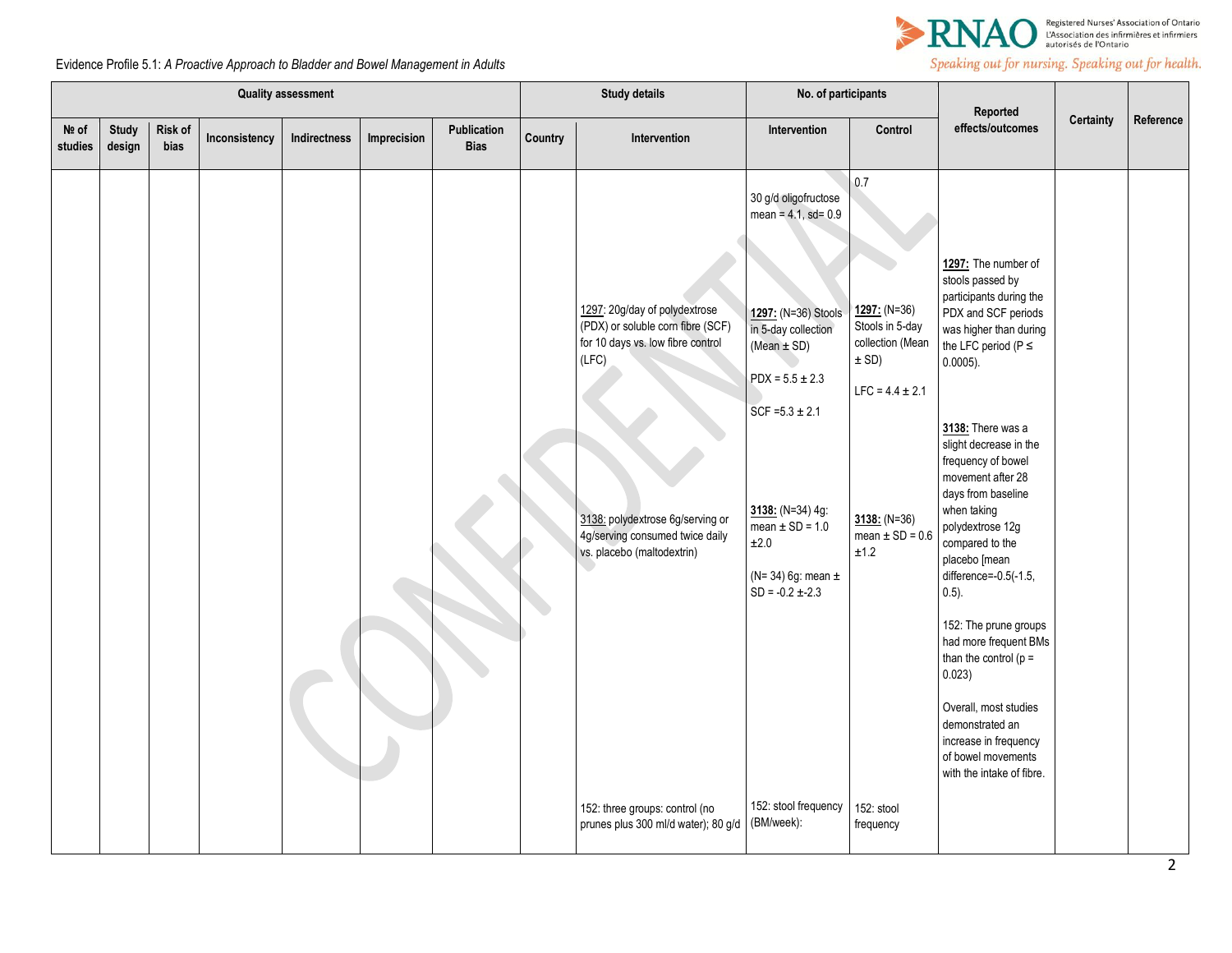Evidence Profile 5.1: *A Proactive Approach to Bladder and Bowel Management in Adults*

| Quality assessment | | | | | | | Study details | | No. of participants | | Reported effects/outcomes | Certainty | Reference |
|---|---|---|---|---|---|---|---|---|---|---|---|---|---|
| № of studies | Study design | Risk of bias | Inconsistency | Indirectness | Imprecision | Publication Bias | Country | Intervention | Intervention | Control | | | |
| | | | | | | | | | 30 g/d oligofructose mean = 4.1, sd= 0.9 | 0.7 | | | |
| | | | | | | | | 1297: 20g/day of polydextrose (PDX) or soluble corn fibre (SCF) for 10 days vs. low fibre control (LFC) | **1297:** (N=36) Stools in 5-day collection (Mean ± SD)<br><br>PDX = 5.5 ± 2.3<br><br>SCF =5.3 ± 2.1 | **1297:** (N=36) Stools in 5-day collection (Mean ± SD)<br><br>LFC = 4.4 ± 2.1 | **1297:** The number of stools passed by participants during the PDX and SCF periods was higher than during the LFC period (P ≤ 0.0005). | | |
| | | | | | | | | 3138: polydextrose 6g/serving or 4g/serving consumed twice daily vs. placebo (maltodextrin) | **3138:** (N=34) 4g: mean ± SD = 1.0 ±2.0<br><br>(N= 34) 6g: mean ± SD = -0.2 ±-2.3 | **3138:** (N=36) mean ± SD = 0.6 ±1.2 | **3138:** There was a slight decrease in the frequency of bowel movement after 28 days from baseline when taking polydextrose 12g compared to the placebo [mean difference=-0.5(-1.5, 0.5).<br><br>152: The prune groups had more frequent BMs than the control (p = 0.023)<br><br>Overall, most studies demonstrated an increase in frequency of bowel movements with the intake of fibre. | | |
| | | | | | | | | 152: three groups: control (no prunes plus 300 ml/d water); 80 g/d | 152: stool frequency (BM/week): | 152: stool frequency | | | |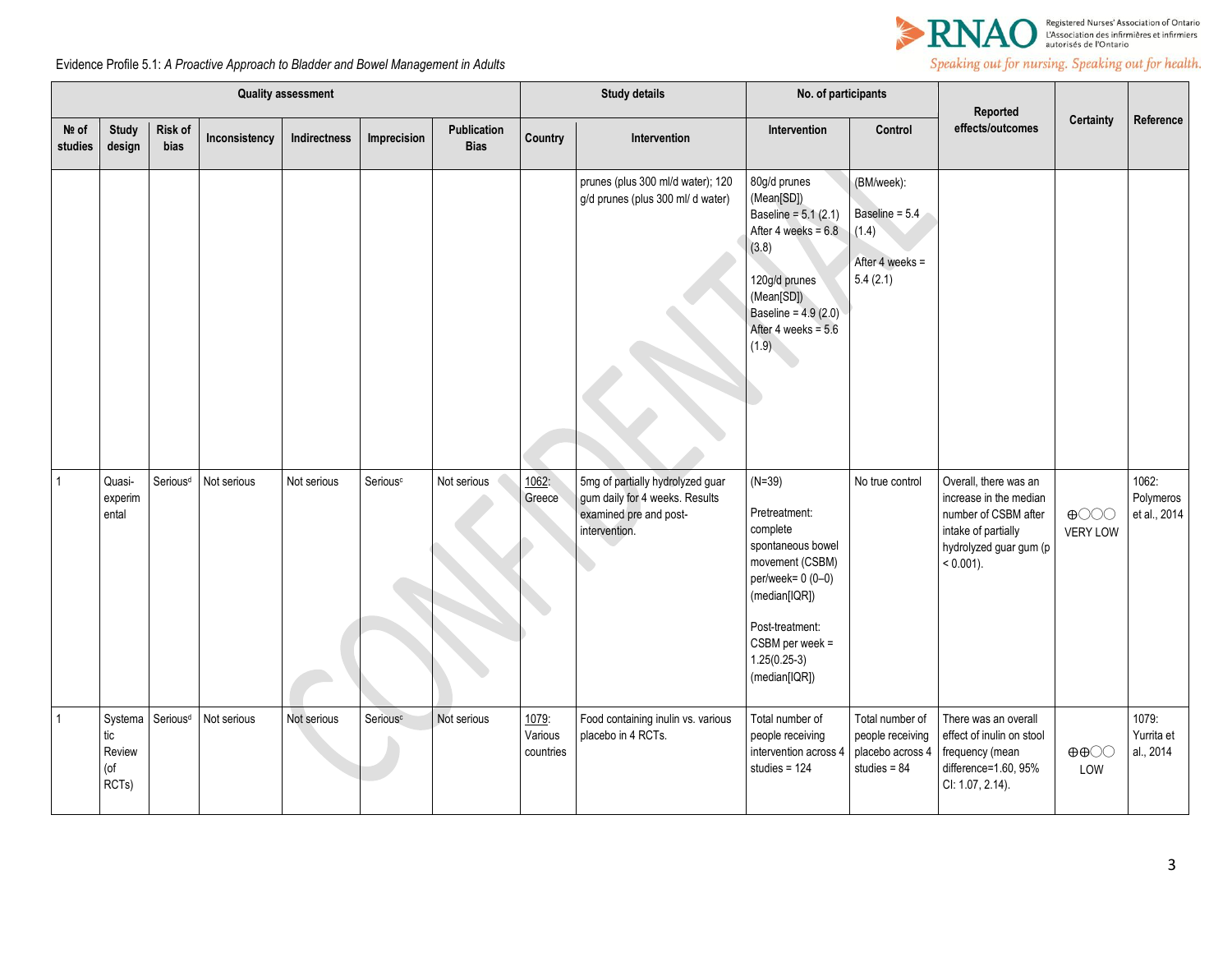Evidence Profile 5.1: *A Proactive Approach to Bladder and Bowel Management in Adults*

| Quality assessment | | | | | | | Study details | | No. of participants | | Reported effects/outcomes | Certainty | Reference |
|---|---|---|---|---|---|---|---|---|---|---|---|---|---|
| № of studies | Study design | Risk of bias | Inconsistency | Indirectness | Imprecision | Publication Bias | Country | Intervention | Intervention | Control | | | |
| | | | | | | | | prunes (plus 300 ml/d water); 120 g/d prunes (plus 300 ml/ d water) | 80g/d prunes (Mean[SD]) Baseline = 5.1 (2.1) After 4 weeks = 6.8 (3.8)<br><br>120g/d prunes (Mean[SD]) Baseline = 4.9 (2.0) After 4 weeks = 5.6 (1.9) | (BM/week):<br><br>Baseline = 5.4 (1.4)<br><br>After 4 weeks = 5.4 (2.1) | | | |
| 1 | Quasi-experimental | Serious[d] | Not serious | Not serious | Serious[c] | Not serious | 1062: Greece | 5mg of partially hydrolyzed guar gum daily for 4 weeks. Results examined pre and post-intervention. | (N=39)<br><br>Pretreatment: complete spontaneous bowel movement (CSBM) per/week= 0 (0–0) (median[IQR])<br><br>Post-treatment: CSBM per week = 1.25(0.25-3) (median[IQR]) | No true control | Overall, there was an increase in the median number of CSBM after intake of partially hydrolyzed guar gum ($p < 0.001$). | ⊕◯◯◯ VERY LOW | 1062: Polymeros et al., 2014 |
| 1 | Systematic Review (of RCTs) | Serious[d] | Not serious | Not serious | Serious[c] | Not serious | 1079: Various countries | Food containing inulin vs. various placebo in 4 RCTs. | Total number of people receiving intervention across 4 studies = 124 | Total number of people receiving placebo across 4 studies = 84 | There was an overall effect of inulin on stool frequency (mean difference=1.60, 95% CI: 1.07, 2.14). | ⊕⊕◯◯ LOW | 1079: Yurrita et al., 2014 |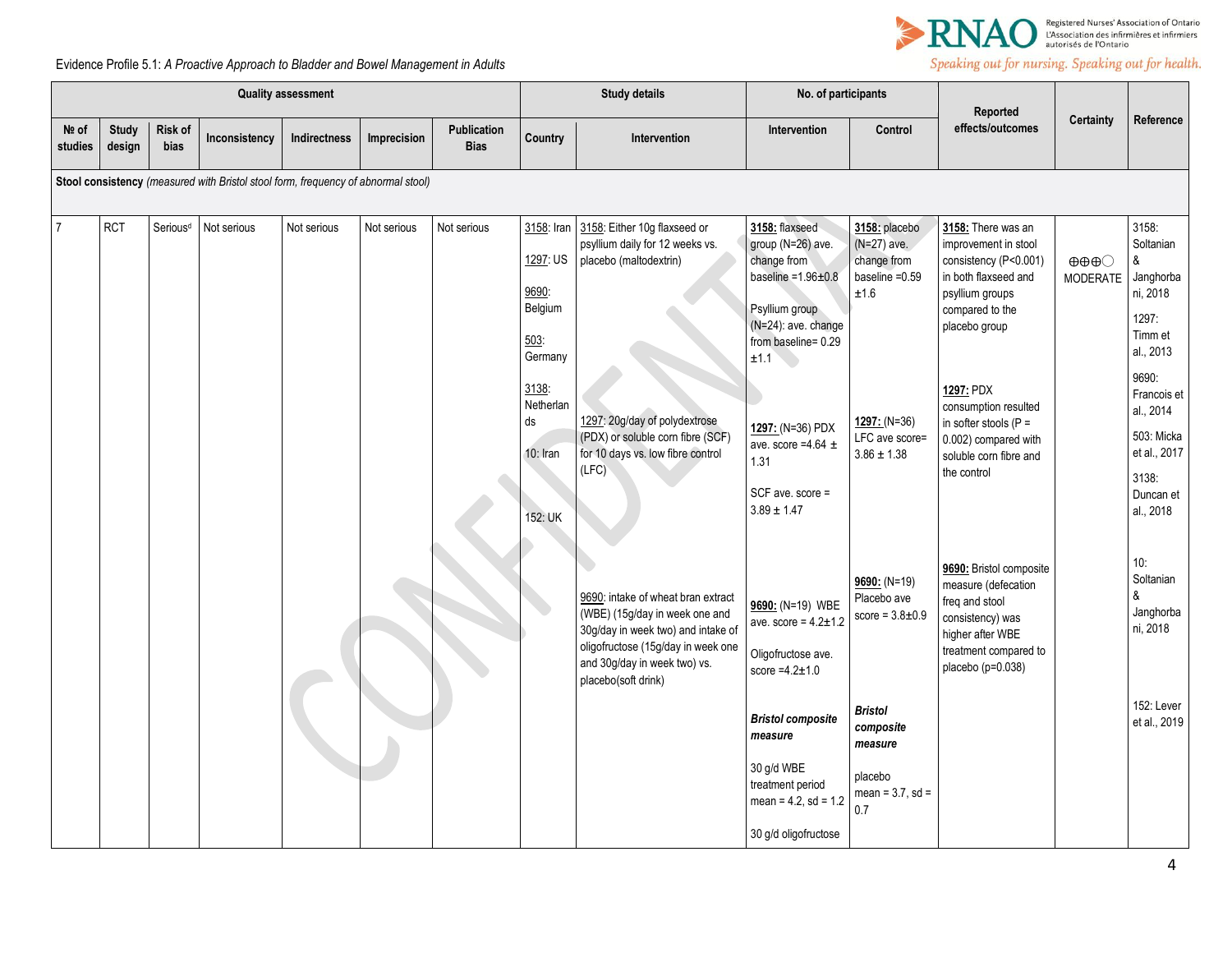Evidence Profile 5.1: *A Proactive Approach to Bladder and Bowel Management in Adults*

| Quality assessment | | | | | | | Study details | | No. of participants | | Reported effects/outcomes | Certainty | Reference |
|---|---|---|---|---|---|---|---|---|---|---|---|---|---|
| № of studies | Study design | Risk of bias | Inconsistency | Indirectness | Imprecision | Publication Bias | Country | Intervention | Intervention | Control | | | |
| **Stool consistency** *(measured with Bristol stool form, frequency of abnormal stool)* | | | | | | | | | | | | | |
| 7 | RCT | Serious[d] | Not serious | Not serious | Not serious | Not serious | 3158: Iran<br><br>1297: US<br><br>9690: Belgium<br><br>503: Germany<br><br>3138: Netherlands<br><br>10: Iran<br><br>152: UK | 3158: Either 10g flaxseed or psyllium daily for 12 weeks vs. placebo (maltodextrin)<br><br>1297: 20g/day of polydextrose (PDX) or soluble corn fibre (SCF) for 10 days vs. low fibre control (LFC)<br><br>9690: intake of wheat bran extract (WBE) (15g/day in week one and 30g/day in week two) and intake of oligofructose (15g/day in week one and 30g/day in week two) vs. placebo(soft drink) | **3158:** flaxseed group (N=26) ave. change from baseline =1.96±0.8<br><br>Psyllium group (N=24): ave. change from baseline= 0.29 ±1.1<br><br>**1297:** (N=36) PDX ave. score =4.64 ± 1.31<br><br>SCF ave. score = 3.89 ± 1.47<br><br>**9690:** (N=19) WBE ave. score = 4.2±1.2<br><br>Oligofructose ave. score =4.2±1.0<br><br>***Bristol composite measure***<br><br>30 g/d WBE treatment period mean = 4.2, sd = 1.2<br><br>30 g/d oligofructose | **3158:** placebo (N=27) ave. change from baseline =0.59 ±1.6<br><br>**1297:** (N=36) LFC ave score= 3.86 ± 1.38<br><br>**9690:** (N=19) Placebo ave score = 3.8±0.9<br><br>***Bristol composite measure***<br><br>placebo mean = 3.7, sd = 0.7 | **3158:** There was an improvement in stool consistency (P<0.001) in both flaxseed and psyllium groups compared to the placebo group<br><br>**1297:** PDX consumption resulted in softer stools (P = 0.002) compared with soluble corn fibre and the control<br><br>**9690:** Bristol composite measure (defecation freq and stool consistency) was higher after WBE treatment compared to placebo (p=0.038) | ⊕⊕⊕◯ MODERATE | 3158: Soltanian & Janghorbani, 2018<br><br>1297: Timm et al., 2013<br><br>9690: Francois et al., 2014<br><br>503: Micka et al., 2017<br><br>3138: Duncan et al., 2018<br><br>10: Soltanian & Janghorbani, 2018<br><br>152: Lever et al., 2019 |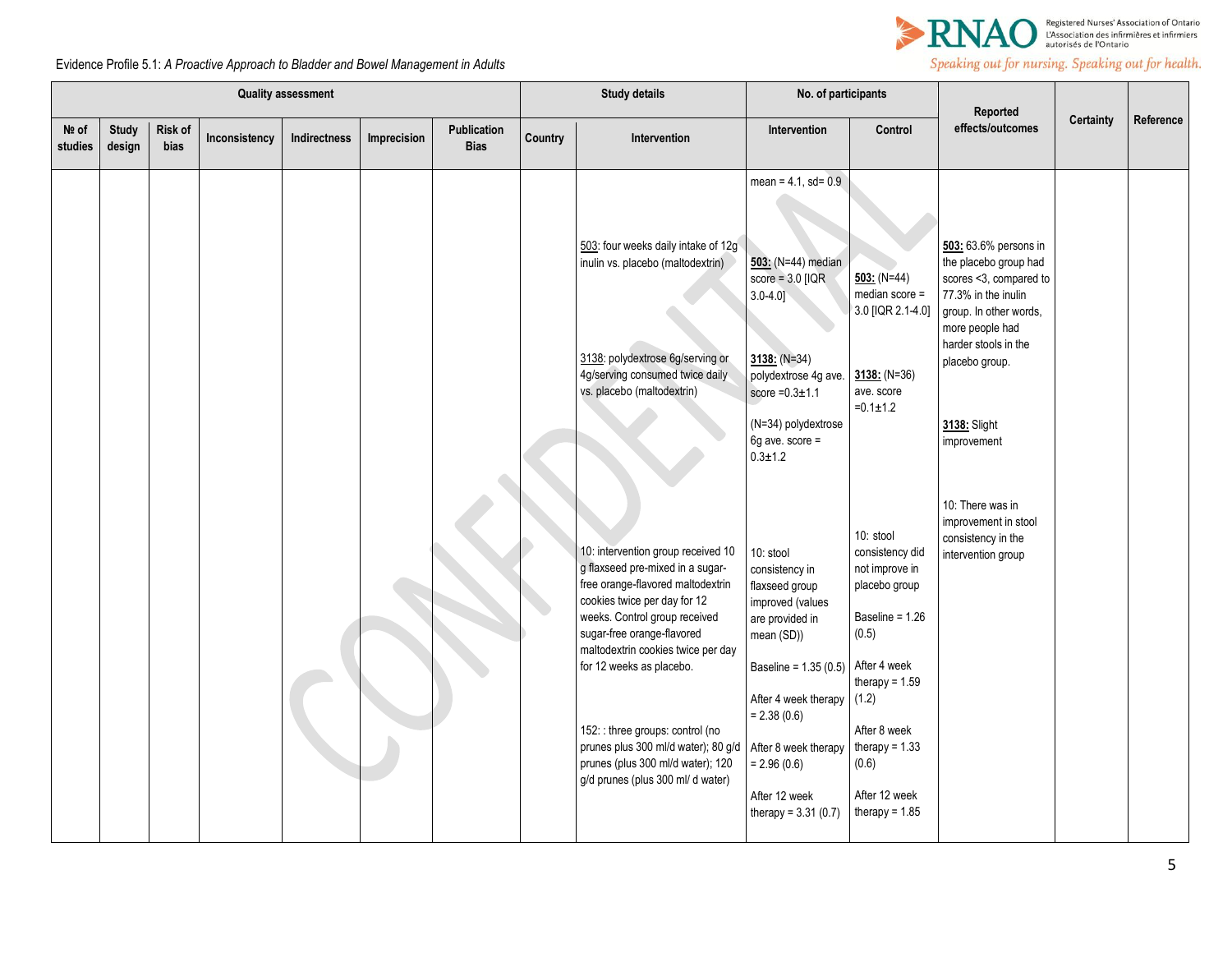Evidence Profile 5.1: *A Proactive Approach to Bladder and Bowel Management in Adults*

| Quality assessment | | | | | | | Study details | | No. of participants | | Reported effects/outcomes | Certainty | Reference |
|---|---|---|---|---|---|---|---|---|---|---|---|---|---|
| № of studies | Study design | Risk of bias | Inconsistency | Indirectness | Imprecision | Publication Bias | Country | Intervention | Intervention | Control | | | |
| | | | | | | | | | mean = 4.1, sd= 0.9 | | | | |
| | | | | | | | | 503: four weeks daily intake of 12g inulin vs. placebo (maltodextrin) | 503: (N=44) median score = 3.0 [IQR 3.0-4.0] | 503: (N=44) median score = 3.0 [IQR 2.1-4.0] | 503: 63.6% persons in the placebo group had scores <3, compared to 77.3% in the inulin group. In other words, more people had harder stools in the placebo group. | | |
| | | | | | | | | 3138: polydextrose 6g/serving or 4g/serving consumed twice daily vs. placebo (maltodextrin) | 3138: (N=34) polydextrose 4g ave. score =0.3±1.1<br><br>(N=34) polydextrose 6g ave. score = 0.3±1.2 | 3138: (N=36) ave. score =0.1±1.2 | 3138: Slight improvement | | |
| | | | | | | | | 10: intervention group received 10 g flaxseed pre-mixed in a sugar-free orange-flavored maltodextrin cookies twice per day for 12 weeks. Control group received sugar-free orange-flavored maltodextrin cookies twice per day for 12 weeks as placebo. | 10: stool consistency in flaxseed group improved (values are provided in mean (SD))<br><br>Baseline = 1.35 (0.5)<br><br>After 4 week therapy = 2.38 (0.6)<br><br>After 8 week therapy = 2.96 (0.6)<br><br>After 12 week therapy = 3.31 (0.7) | 10: stool consistency did not improve in placebo group<br><br>Baseline = 1.26 (0.5)<br><br>After 4 week therapy = 1.59 (1.2)<br><br>After 8 week therapy = 1.33 (0.6)<br><br>After 12 week therapy = 1.85 | 10: There was in improvement in stool consistency in the intervention group | | |
| | | | | | | | | 152: : three groups: control (no prunes plus 300 ml/d water); 80 g/d prunes (plus 300 ml/d water); 120 g/d prunes (plus 300 ml/ d water) | | | | | |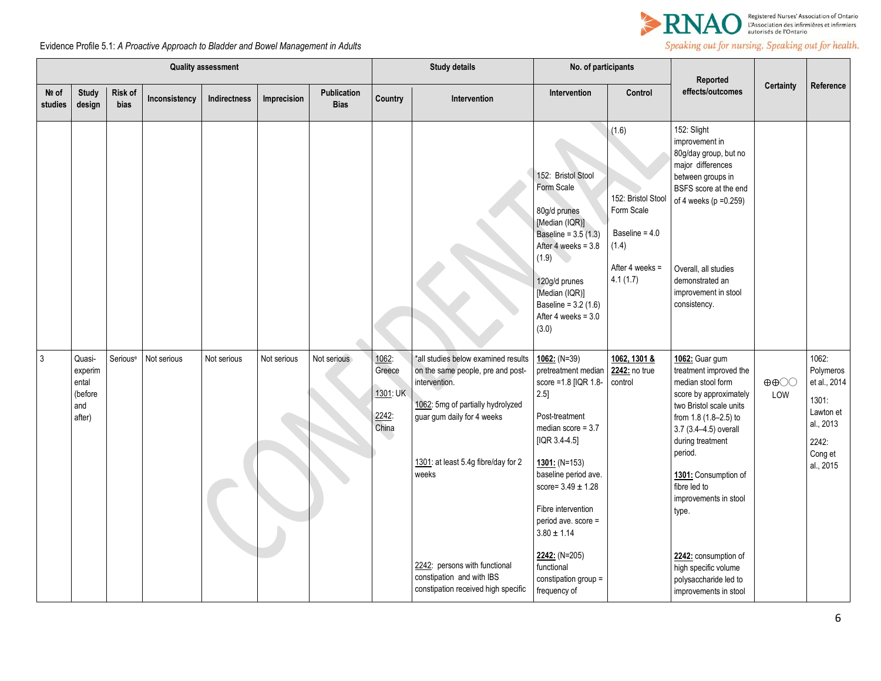Evidence Profile 5.1: *A Proactive Approach to Bladder and Bowel Management in Adults*

| Quality assessment | | | | | | | Study details | | No. of participants | | Reported effects/outcomes | Certainty | Reference |
|---|---|---|---|---|---|---|---|---|---|---|---|---|---|
| № of studies | Study design | Risk of bias | Inconsistency | Indirectness | Imprecision | Publication Bias | Country | Intervention | Intervention | Control | | | |
| | | | | | | | | | 152: Bristol Stool Form Scale<br><br>80g/d prunes [Median (IQR)]<br>Baseline = 3.5 (1.3)<br>After 4 weeks = 3.8 (1.9)<br><br>120g/d prunes [Median (IQR)]<br>Baseline = 3.2 (1.6)<br>After 4 weeks = 3.0 (3.0) | (1.6)<br><br>152: Bristol Stool Form Scale<br><br>Baseline = 4.0 (1.4)<br><br>After 4 weeks = 4.1 (1.7) | 152: Slight improvement in 80g/day group, but no major differences between groups in BSFS score at the end of 4 weeks (p =0.259)<br><br>Overall, all studies demonstrated an improvement in stool consistency. | | |
| 3 | Quasi-experimental (before and after) | Serious[e] | Not serious | Not serious | Not serious | Not serious | 1062: Greece<br><br>1301: UK<br><br>2242: China | *all studies below examined results on the same people, pre and post-intervention.<br><br>1062: 5mg of partially hydrolyzed guar gum daily for 4 weeks<br><br>1301: at least 5.4g fibre/day for 2 weeks<br><br>2242: persons with functional constipation and with IBS constipation received high specific | **1062:** (N=39) pretreatment median score =1.8 [IQR 1.8-2.5]<br><br>Post-treatment median score = 3.7 [IQR 3.4-4.5]<br><br>**1301:** (N=153) baseline period ave. score= 3.49 ± 1.28<br><br>Fibre intervention period ave. score = 3.80 ± 1.14<br><br>**2242:** (N=205) functional constipation group = frequency of | **1062, 1301 & 2242:** no true control | **1062:** Guar gum treatment improved the median stool form score by approximately two Bristol scale units from 1.8 (1.8–2.5) to 3.7 (3.4–4.5) overall during treatment period.<br><br>**1301:** Consumption of fibre led to improvements in stool type.<br><br>**2242:** consumption of high specific volume polysaccharide led to improvements in stool | ⊕⊕◯◯<br>LOW | 1062: Polymeros et al., 2014<br><br>1301: Lawton et al., 2013<br><br>2242: Cong et al., 2015 |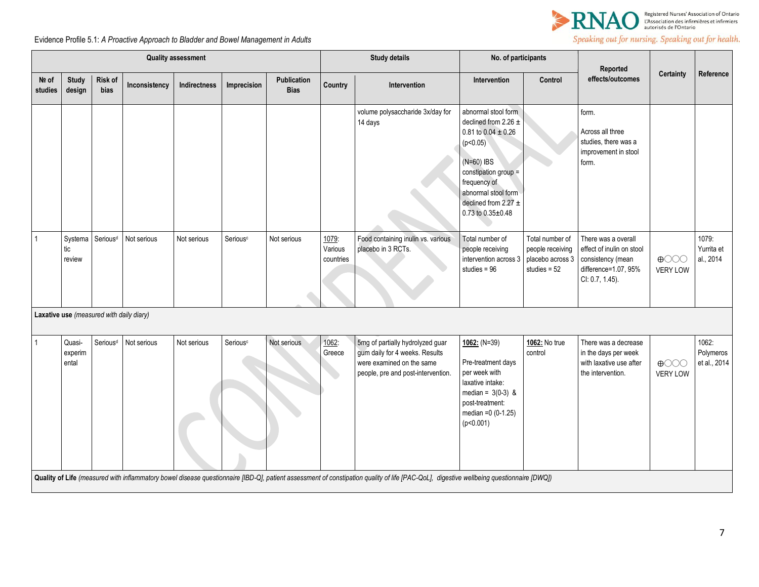Evidence Profile 5.1: *A Proactive Approach to Bladder and Bowel Management in Adults*

| Quality assessment | | | | | | | Study details | | No. of participants | | Reported effects/outcomes | Certainty | Reference |
|---|---|---|---|---|---|---|---|---|---|---|---|---|---|
| № of studies | Study design | Risk of bias | Inconsistency | Indirectness | Imprecision | Publication Bias | Country | Intervention | Intervention | Control | | | |
| | | | | | | | | volume polysaccharide 3x/day for 14 days | abnormal stool form declined from 2.26 ± 0.81 to 0.04 ± 0.26 (p<0.05)<br><br>(N=60) IBS constipation group = frequency of abnormal stool form declined from 2.27 ± 0.73 to 0.35±0.48 | | form.<br><br>Across all three studies, there was a improvement in stool form. | | |
| 1 | Systematic review | Serious[d] | Not serious | Not serious | Serious[c] | Not serious | 1079: Various countries | Food containing inulin vs. various placebo in 3 RCTs. | Total number of people receiving intervention across 3 studies = 96 | Total number of people receiving placebo across 3 studies = 52 | There was a overall effect of inulin on stool consistency (mean difference=1.07, 95% CI: 0.7, 1.45). | ⊕◯◯◯ VERY LOW | 1079: Yurrita et al., 2014 |
| **Laxative use** *(measured with daily diary)* | | | | | | | | | | | | | |
| 1 | Quasi-experimental | Serious[d] | Not serious | Not serious | Serious[c] | Not serious | 1062: Greece | 5mg of partially hydrolyzed guar gum daily for 4 weeks. Results were examined on the same people, pre and post-intervention. | **1062:** (N=39)<br><br>Pre-treatment days per week with laxative intake: median = 3(0-3) & post-treatment: median =0 (0-1.25) (p<0.001) | **1062:** No true control | There was a decrease in the days per week with laxative use after the intervention. | ⊕◯◯◯ VERY LOW | 1062: Polymeros et al., 2014 |
| **Quality of Life** *(measured with inflammatory bowel disease questionnaire [IBD-Q], patient assessment of constipation quality of life [PAC-QoL], digestive wellbeing questionnaire [DWQ])* | | | | | | | | | | | | | |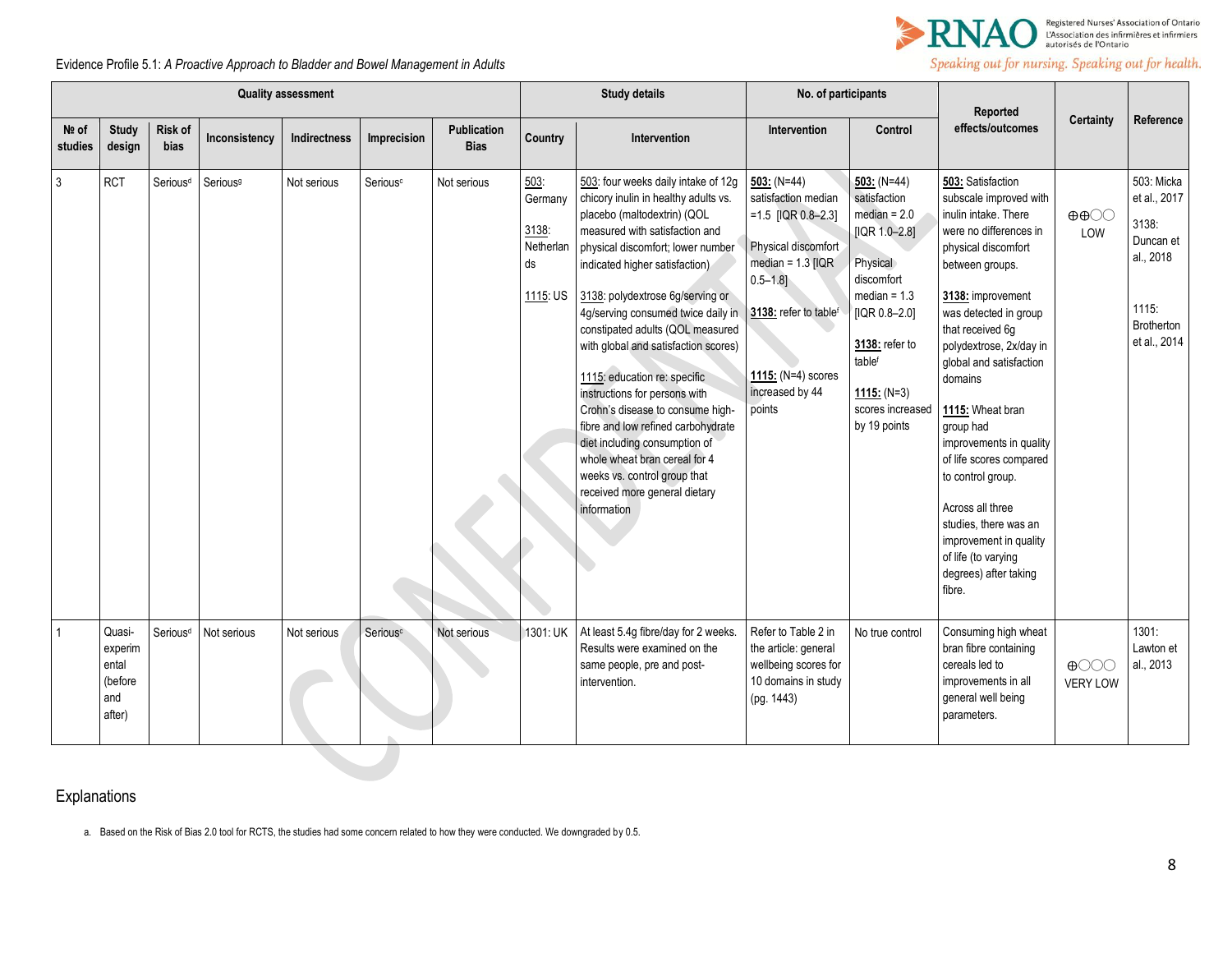Evidence Profile 5.1: *A Proactive Approach to Bladder and Bowel Management in Adults*

| Quality assessment | | | | | | | Study details | | No. of participants | | Reported effects/outcomes | Certainty | Reference |
|---|---|---|---|---|---|---|---|---|---|---|---|---|---|
| № of studies | Study design | Risk of bias | Inconsistency | Indirectness | Imprecision | Publication Bias | Country | Intervention | Intervention | Control | | | |
| 3 | RCT | Serious[d] | Serious[g] | Not serious | Serious[c] | Not serious | 503: Germany<br><br>3138: Netherlands<br><br>1115: US | 503: four weeks daily intake of 12g chicory inulin in healthy adults vs. placebo (maltodextrin) (QOL measured with satisfaction and physical discomfort; lower number indicated higher satisfaction)<br><br>3138: polydextrose 6g/serving or 4g/serving consumed twice daily in constipated adults (QOL measured with global and satisfaction scores)<br><br>1115: education re: specific instructions for persons with Crohn's disease to consume high-fibre and low refined carbohydrate diet including consumption of whole wheat bran cereal for 4 weeks vs. control group that received more general dietary information | **503:** (N=44) satisfaction median =1.5 [IQR 0.8–2.3]<br><br>Physical discomfort median = 1.3 [IQR 0.5–1.8]<br><br>**3138:** refer to table[f]<br><br>**1115:** (N=4) scores increased by 44 points | **503:** (N=44) satisfaction median = 2.0 [IQR 1.0–2.8]<br><br>Physical discomfort median = 1.3 [IQR 0.8–2.0]<br><br>**3138:** refer to table[f]<br><br>**1115:** (N=3) scores increased by 19 points | **503:** Satisfaction subscale improved with inulin intake. There were no differences in physical discomfort between groups.<br><br>**3138:** improvement was detected in group that received 6g polydextrose, 2x/day in global and satisfaction domains<br><br>**1115:** Wheat bran group had improvements in quality of life scores compared to control group.<br><br>Across all three studies, there was an improvement in quality of life (to varying degrees) after taking fibre. | ⊕⊕◯◯ LOW | 503: Micka et al., 2017<br><br>3138: Duncan et al., 2018<br><br>1115: Brotherton et al., 2014 |
| 1 | Quasi-experimental (before and after) | Serious[d] | Not serious | Not serious | Serious[c] | Not serious | 1301: UK | At least 5.4g fibre/day for 2 weeks. Results were examined on the same people, pre and post-intervention. | Refer to Table 2 in the article: general wellbeing scores for 10 domains in study (pg. 1443) | No true control | Consuming high wheat bran fibre containing cereals led to improvements in all general well being parameters. | ⊕◯◯◯ VERY LOW | 1301: Lawton et al., 2013 |

## Explanations

a. Based on the Risk of Bias 2.0 tool for RCTS, the studies had some concern related to how they were conducted. We downgraded by 0.5.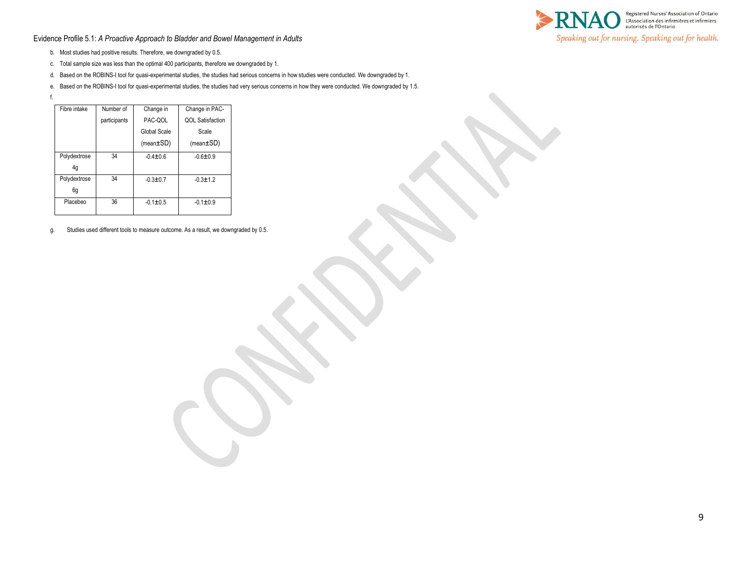b. Most studies had positive results. Therefore, we downgraded by 0.5.

c. Total sample size was less than the optimal 400 participants, therefore we downgraded by 1.

d. Based on the ROBINS-I tool for quasi-experimental studies, the studies had serious concerns in how studies were conducted. We downgraded by 1.

e. Based on the ROBINS-I tool for quasi-experimental studies, the studies had very serious concerns in how they were conducted. We downgraded by 1.5.

f.

| Fibre intake | Number of participants | Change in PAC-QOL Global Scale (mean±SD) | Change in PAC-QOL Satisfaction Scale (mean±SD) |
|---|---|---|---|
| Polydextrose 4g | 34 | -0.4±0.6 | -0.6±0.9 |
| Polydextrose 6g | 34 | -0.3±0.7 | -0.3±1.2 |
| Placebeo | 36 | -0.1±0.5 | -0.1±0.9 |

g. Studies used different tools to measure outcome. As a result, we downgraded by 0.5.